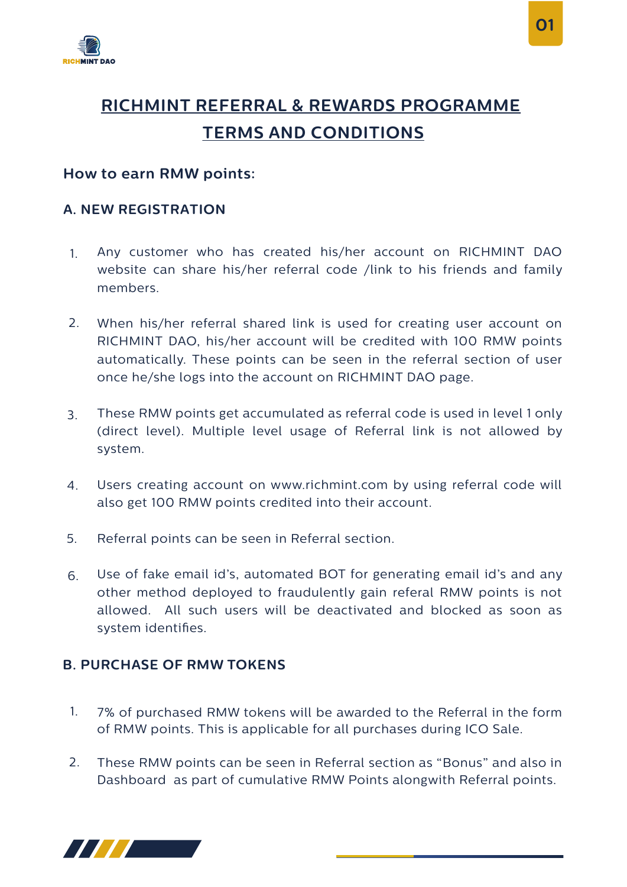# RICHMINT REFERRAL & REWARDS PROGRAMME TERMS AND CONDITIONS

## How to earn RMW points:

### A. NEW REGISTRATION

1. Any customer who has created his/her account on RICHMINT DAO website can share his/her referral code /link to his friends and family members.

2. When his/her referral shared link is used for creating user account on RICHMINT DAO, his/her account will be credited with 100 RMW points automatically. These points can be seen in the referral section of user once he/she logs into the account on RICHMINT DAO page.

3. These RMW points get accumulated as referral code is used in level 1 only (direct level). Multiple level usage of Referral link is not allowed by system.

4. Users creating account on www.richmint.com by using referral code will also get 100 RMW points credited into their account.

5. Referral points can be seen in Referral section.

6. Use of fake email id's, automated BOT for generating email id's and any other method deployed to fraudulently gain referal RMW points is not allowed. All such users will be deactivated and blocked as soon as system identifies.

### B. PURCHASE OF RMW TOKENS

1. 7% of purchased RMW tokens will be awarded to the Referral in the form of RMW points. This is applicable for all purchases during ICO Sale.

2. These RMW points can be seen in Referral section as "Bonus" and also in Dashboard as part of cumulative RMW Points alongwith Referral points.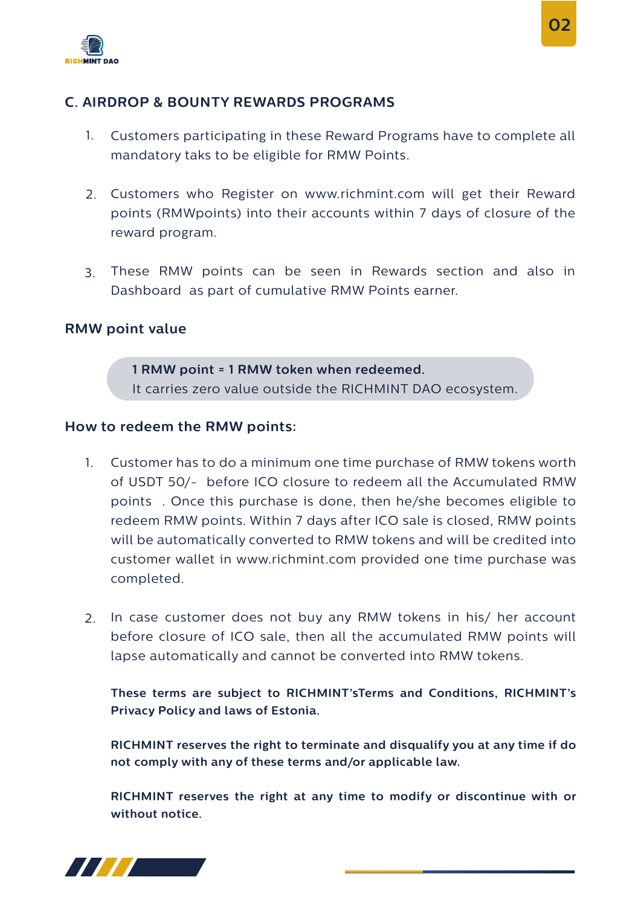## C. AIRDROP & BOUNTY REWARDS PROGRAMS

1. Customers participating in these Reward Programs have to complete all mandatory taks to be eligible for RMW Points.

2. Customers who Register on www.richmint.com will get their Reward points (RMWpoints) into their accounts within 7 days of closure of the reward program.

3. These RMW points can be seen in Rewards section and also in Dashboard as part of cumulative RMW Points earner.

### RMW point value

> **1 RMW point = 1 RMW token when redeemed.**
> It carries zero value outside the RICHMINT DAO ecosystem.

### How to redeem the RMW points:

1. Customer has to do a minimum one time purchase of RMW tokens worth of USDT 50/- before ICO closure to redeem all the Accumulated RMW points . Once this purchase is done, then he/she becomes eligible to redeem RMW points. Within 7 days after ICO sale is closed, RMW points will be automatically converted to RMW tokens and will be credited into customer wallet in www.richmint.com provided one time purchase was completed.

2. In case customer does not buy any RMW tokens in his/ her account before closure of ICO sale, then all the accumulated RMW points will lapse automatically and cannot be converted into RMW tokens.

**These terms are subject to RICHMINT'sTerms and Conditions, RICHMINT's Privacy Policy and laws of Estonia.**

**RICHMINT reserves the right to terminate and disqualify you at any time if do not comply with any of these terms and/or applicable law.**

**RICHMINT reserves the right at any time to modify or discontinue with or without notice.**